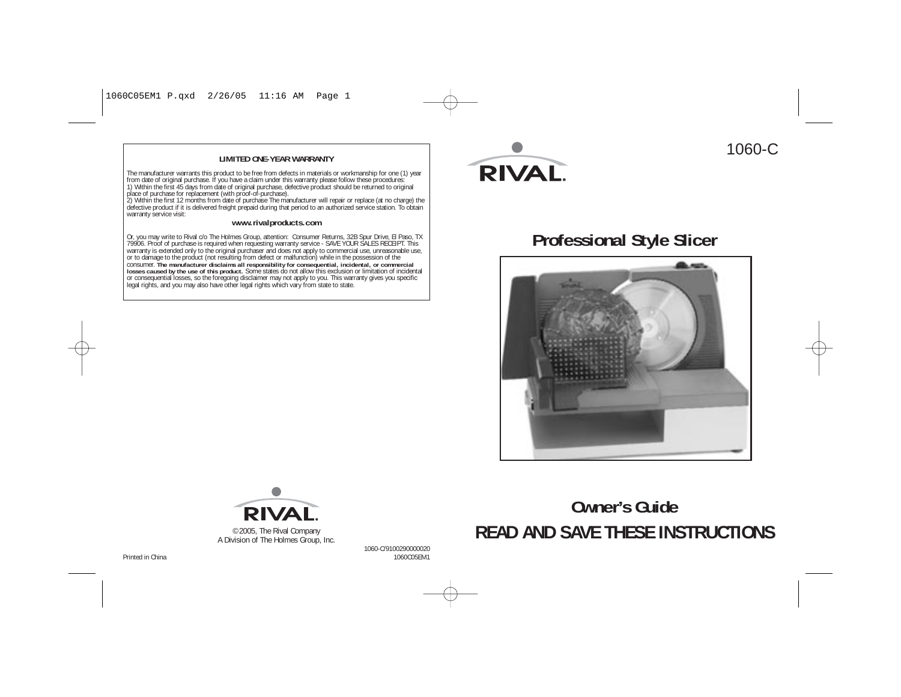**LIMITED ONE-YEAR WARRANTY**

The manufacturer warrants this product to be free from defects in materials or workmanship for one (1) year from date of original purchase. If you have a claim under this warranty please follow these procedures:
1) Within the first 45 days from date of original purchase, defective product should be returned to original place of purchase for replacement (with proof-of-purchase).
2) Within the first 12 months from date of purchase The manufacturer will repair or replace (at no charge) the defective product if it is delivered freight prepaid during that period to an authorized service station. To obtain warranty service visit:

**www.rivalproducts.com**

Or, you may write to Rival c/o The Holmes Group, attention: Consumer Returns, 32B Spur Drive, El Paso, TX 79906. Proof of purchase is required when requesting warranty service - SAVE YOUR SALES RECEIPT. This warranty is extended only to the purchaser and does not apply to commercial use, unreasonable use, or to damage to the product (not resulting from defect or malfunction) while in the possession of the consumer. **The manufacturer disclaims all responsibility for consequential, incidental, or commercial losses caused by the use of this product.** Some states do not allow this exclusion or limitation of incidental or consequential losses, so the foregoing disclaimer may not apply to you. This warranty gives you specific legal rights, and you may also have other legal rights which vary from state to state.

RIVAL

© 2005, The Rival Company
A Division of The Holmes Group, Inc.

Printed in China

1060-C/9100290000020
1060C05EM1

RIVAL

1060-C

# Professional Style Slicer

## Owner's Guide

## READ AND SAVE THESE INSTRUCTIONS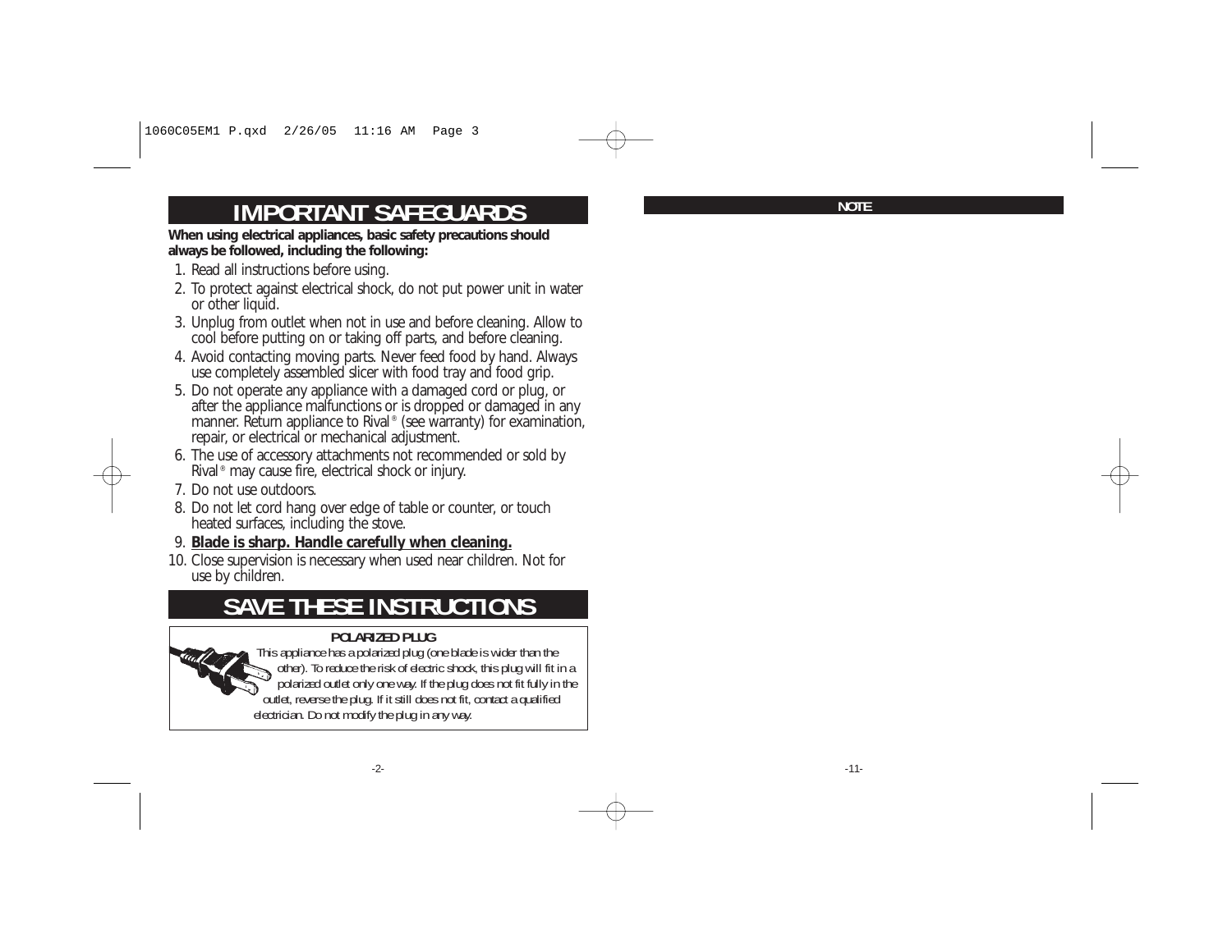# IMPORTANT SAFEGUARDS

**When using electrical appliances, basic safety precautions should always be followed, including the following:**

1. Read all instructions before using.
2. To protect against electrical shock, do not put power unit in water or other liquid.
3. Unplug from outlet when not in use and before cleaning. Allow to cool before putting on or taking off parts, and before cleaning.
4. Avoid contacting moving parts. Never feed food by hand. Always use completely assembled slicer with food tray and food grip.
5. Do not operate any appliance with a damaged cord or plug, or after the appliance malfunctions or is dropped or damaged in any manner. Return appliance to Rival® (see warranty) for examination, repair, or electrical or mechanical adjustment.
6. The use of accessory attachments not recommended or sold by Rival® may cause fire, electrical shock or injury.
7. Do not use outdoors.
8. Do not let cord hang over edge of table or counter, or touch heated surfaces, including the stove.
9. **Blade is sharp. Handle carefully when cleaning.**
10. Close supervision is necessary when used near children. Not for use by children.

# SAVE THESE INSTRUCTIONS

**POLARIZED PLUG**

This appliance has a polarized plug (one blade is wider than the other). To reduce the risk of electric shock, this plug will fit in a polarized outlet only one way. If the plug does not fit fully in the outlet, reverse the plug. If it still does not fit, contact a qualified electrician. Do not modify the plug in any way.

## NOTE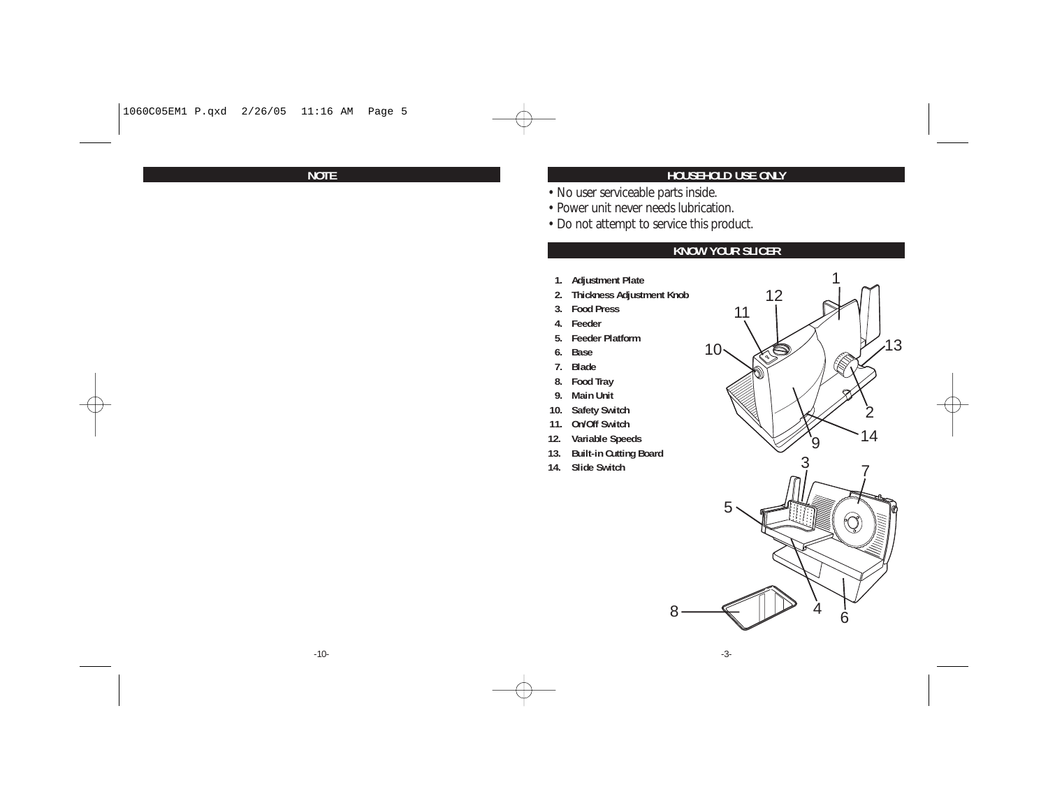## NOTE

## HOUSEHOLD USE ONLY

- No user serviceable parts inside.
- Power unit never needs lubrication.
- Do not attempt to service this product.

## KNOW YOUR SLICER

1. **Adjustment Plate**
2. **Thickness Adjustment Knob**
3. **Food Press**
4. **Feeder**
5. **Feeder Platform**
6. **Base**
7. **Blade**
8. **Food Tray**
9. **Main Unit**
10. **Safety Switch**
11. **On/Off Switch**
12. **Variable Speeds**
13. **Built-in Cutting Board**
14. **Slide Switch**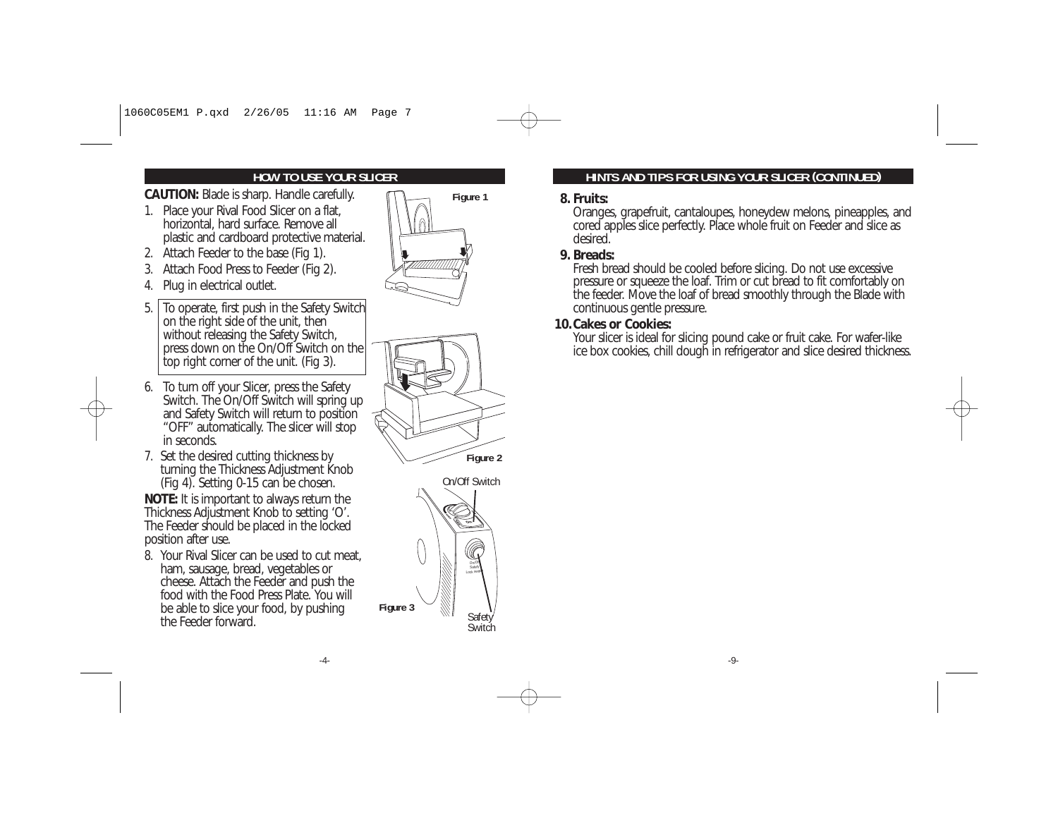## HOW TO USE YOUR SLICER

**CAUTION:** Blade is sharp. Handle carefully.

1. Place your Rival Food Slicer on a flat, horizontal, hard surface. Remove all plastic and cardboard protective material.
2. Attach Feeder to the base (Fig 1).
3. Attach Food Press to Feeder (Fig 2).
4. Plug in electrical outlet.
5. To operate, first push in the Safety Switch on the right side of the unit, then without releasing the Safety Switch, press down on the On/Off Switch on the top right corner of the unit. (Fig 3).
6. To turn off your Slicer, press the Safety Switch. The On/Off Switch will spring up and Safety Switch will return to position "OFF" automatically. The slicer will stop in seconds.
7. Set the desired cutting thickness by turning the Thickness Adjustment Knob (Fig 4). Setting 0-15 can be chosen.

**NOTE:** It is important to always return the Thickness Adjustment Knob to setting 'O'. The Feeder should be placed in the locked position after use.

8. Your Rival Slicer can be used to cut meat, ham, sausage, bread, vegetables or cheese. Attach the Feeder and push the food with the Food Press Plate. You will be able to slice your food, by pushing the Feeder forward.

Figure 1

Figure 2

On/Off Switch

Safety Switch

Figure 3

## HINTS AND TIPS FOR USING YOUR SLICER (CONTINUED)

**8. Fruits:**
Oranges, grapefruit, cantaloupes, honeydew melons, pineapples, and cored apples slice perfectly. Place whole fruit on Feeder and slice as desired.

**9. Breads:**
Fresh bread should be cooled before slicing. Do not use excessive pressure or squeeze the loaf. Trim or cut bread to fit comfortably on the feeder. Move the loaf of bread smoothly through the Blade with continuous gentle pressure.

**10. Cakes or Cookies:**
Your slicer is ideal for slicing pound cake or fruit cake. For wafer-like ice box cookies, chill dough in refrigerator and slice desired thickness.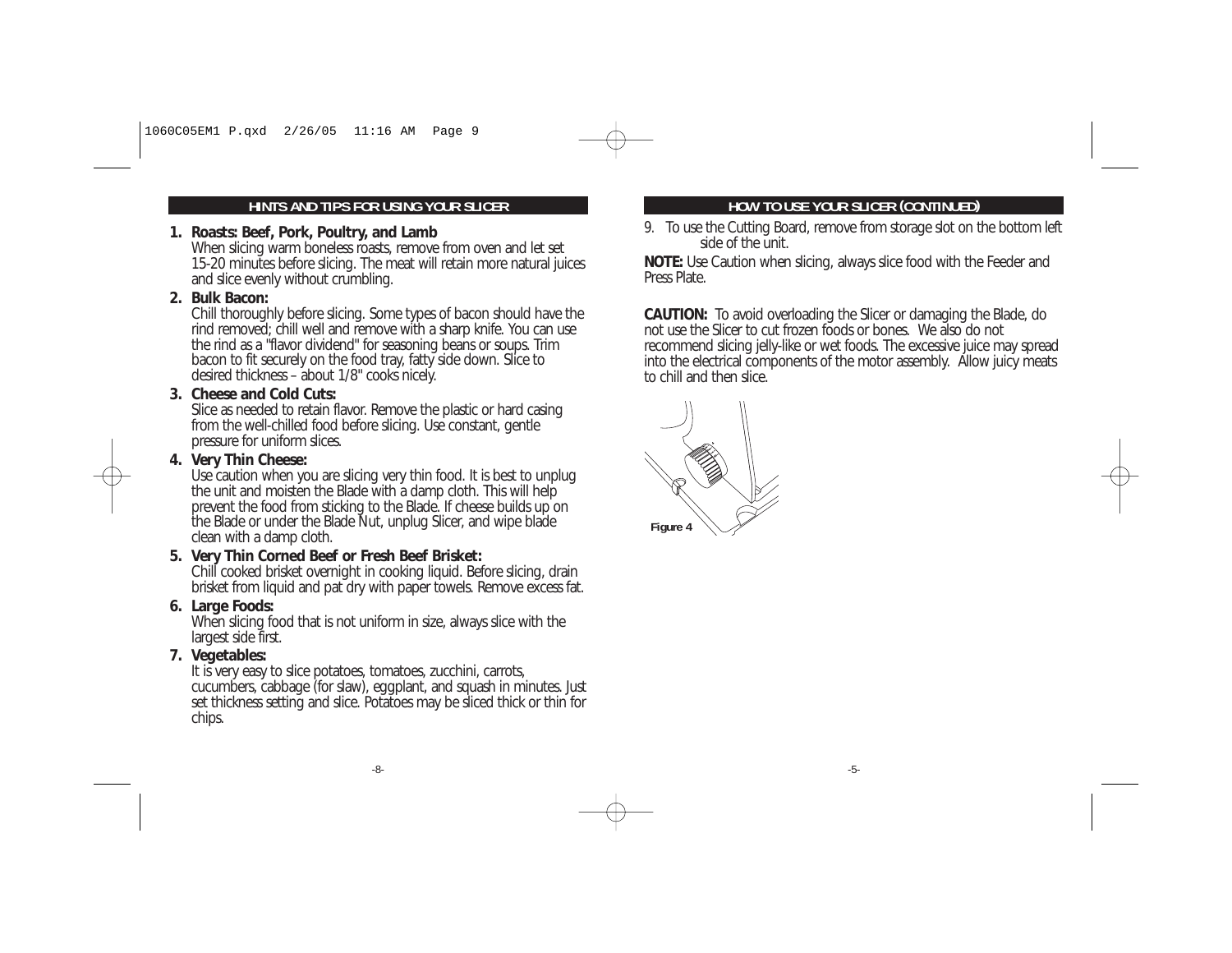## HINTS AND TIPS FOR USING YOUR SLICER

1. **Roasts: Beef, Pork, Poultry, and Lamb**
   When slicing warm boneless roasts, remove from oven and let set 15-20 minutes before slicing. The meat will retain more natural juices and slice evenly without crumbling.
2. **Bulk Bacon:**
   Chill thoroughly before slicing. Some types of bacon should have the rind removed; chill well and remove with a sharp knife. You can use the rind as a "flavor dividend" for seasoning beans or soups. Trim bacon to fit securely on the food tray, fatty side down. Slice to desired thickness – about 1/8" cooks nicely.
3. **Cheese and Cold Cuts:**
   Slice as needed to retain flavor. Remove the plastic or hard casing from the well-chilled food before slicing. Use constant, gentle pressure for uniform slices.
4. **Very Thin Cheese:**
   Use caution when you are slicing very thin food. It is best to unplug the unit and moisten the Blade with a damp cloth. This will help prevent the food from sticking to the Blade. If cheese builds up on the Blade or under the Blade Nut, unplug Slicer, and wipe blade clean with a damp cloth.
5. **Very Thin Corned Beef or Fresh Beef Brisket:**
   Chill cooked brisket overnight in cooking liquid. Before slicing, drain brisket from liquid and pat dry with paper towels. Remove excess fat.
6. **Large Foods:**
   When slicing food that is not uniform in size, always slice with the largest side first.
7. **Vegetables:**
   It is very easy to slice potatoes, tomatoes, zucchini, carrots, cucumbers, cabbage (for slaw), eggplant, and squash in minutes. Just set thickness setting and slice. Potatoes may be sliced thick or thin for chips.

## HOW TO USE YOUR SLICER (CONTINUED)

9. To use the Cutting Board, remove from storage slot on the bottom left side of the unit.

**NOTE:** Use Caution when slicing, always slice food with the Feeder and Press Plate.

**CAUTION:** To avoid overloading the Slicer or damaging the Blade, do not use the Slicer to cut frozen foods or bones. We also do not recommend slicing jelly-like or wet foods. The excessive juice may spread into the electrical components of the motor assembly. Allow juicy meats to chill and then slice.

**Figure 4**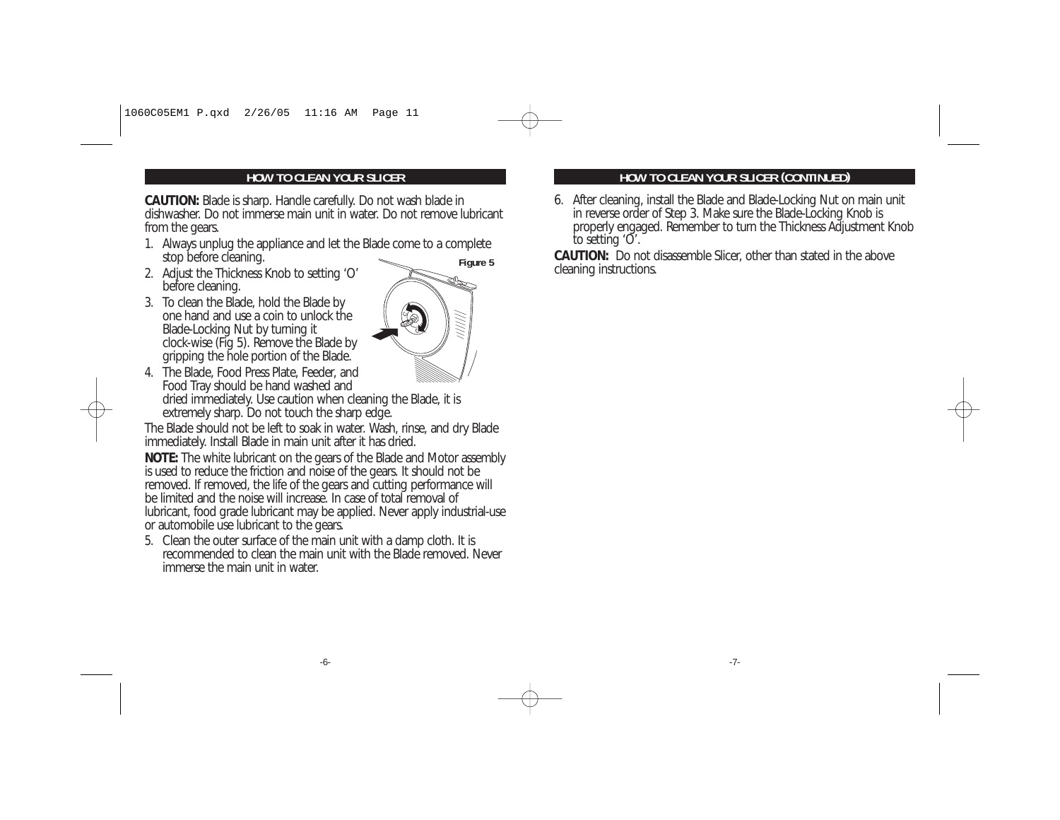## HOW TO CLEAN YOUR SLICER

**CAUTION:** Blade is sharp. Handle carefully. Do not wash blade in dishwasher. Do not immerse main unit in water. Do not remove lubricant from the gears.

1. Always unplug the appliance and let the Blade come to a complete stop before cleaning.
2. Adjust the Thickness Knob to setting 'O' before cleaning.
3. To clean the Blade, hold the Blade by one hand and use a coin to unlock the Blade-Locking Nut by turning it clock-wise (Fig 5). Remove the Blade by gripping the hole portion of the Blade.
4. The Blade, Food Press Plate, Feeder, and Food Tray should be hand washed and dried immediately. Use caution when cleaning the Blade, it is extremely sharp. Do not touch the sharp edge.

Figure 5

The Blade should not be left to soak in water. Wash, rinse, and dry Blade immediately. Install Blade in main unit after it has dried.

**NOTE:** The white lubricant on the gears of the Blade and Motor assembly is used to reduce the friction and noise of the gears. It should not be removed. If removed, the life of the gears and cutting performance will be limited and the noise will increase. In case of total removal of lubricant, food grade lubricant may be applied. Never apply industrial-use or automobile use lubricant to the gears.

5. Clean the outer surface of the main unit with a damp cloth. It is recommended to clean the main unit with the Blade removed. Never immerse the main unit in water.

## HOW TO CLEAN YOUR SLICER (CONTINUED)

6. After cleaning, install the Blade and Blade-Locking Nut on main unit in reverse order of Step 3. Make sure the Blade-Locking Knob is properly engaged. Remember to turn the Thickness Adjustment Knob to setting 'O'.

**CAUTION:** Do not disassemble Slicer, other than stated in the above cleaning instructions.